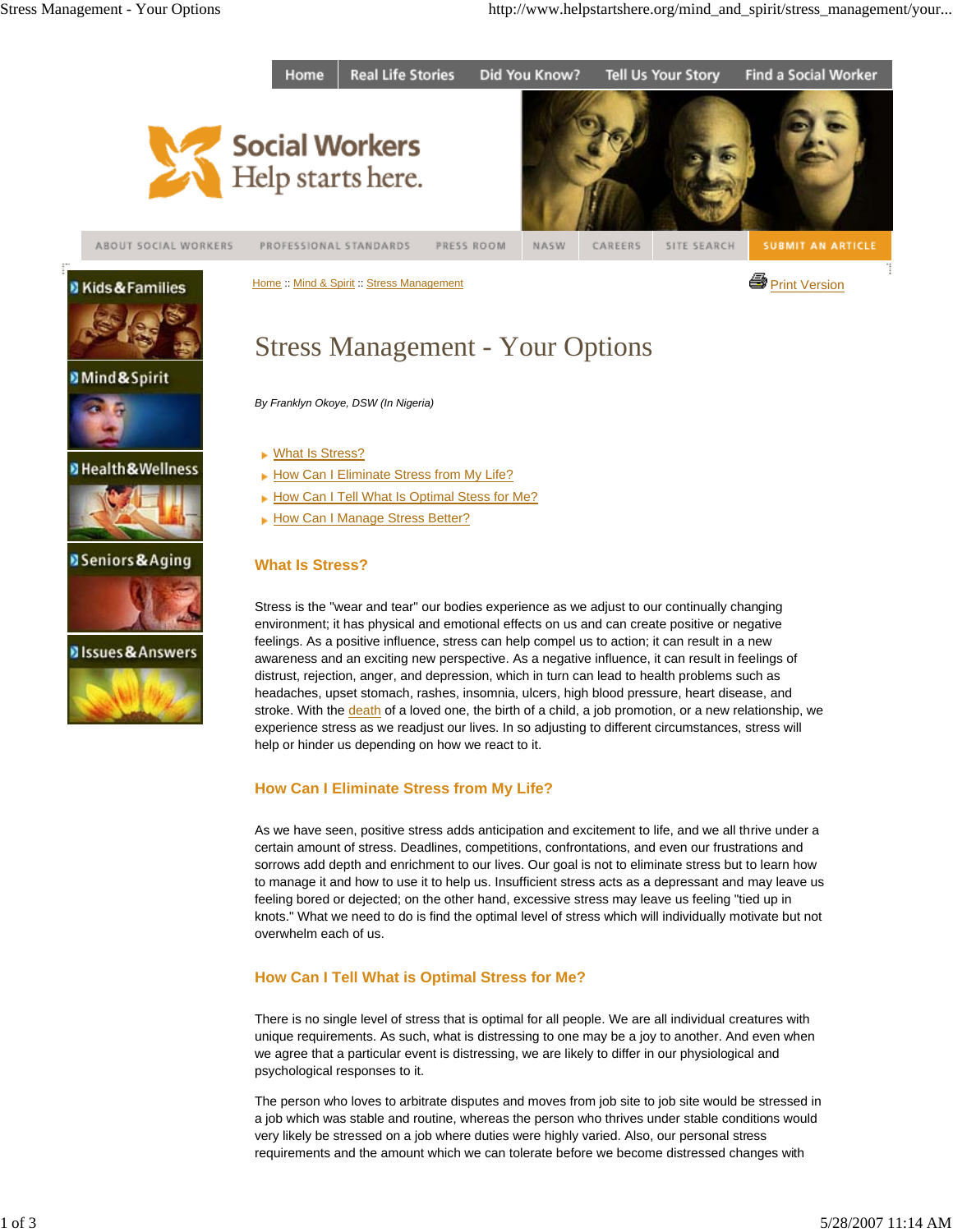Home :: Mind & Spirit :: Stress Management

# Stress Management - Your Options

*By Franklyn Okoye, DSW (In Nigeria)*

- What Is Stress?
- How Can I Eliminate Stress from My Life?
- How Can I Tell What Is Optimal Stress for Me?
- How Can I Manage Stress Better?

## What Is Stress?

Stress is the "wear and tear" our bodies experience as we adjust to our continually changing environment; it has physical and emotional effects on us and can create positive or negative feelings. As a positive influence, stress can help compel us to action; it can result in a new awareness and an exciting new perspective. As a negative influence, it can result in feelings of distrust, rejection, anger, and depression, which in turn can lead to health problems such as headaches, upset stomach, rashes, insomnia, ulcers, high blood pressure, heart disease, and stroke. With the death of a loved one, the birth of a child, a job promotion, or a new relationship, we experience stress as we readjust our lives. In so adjusting to different circumstances, stress will help or hinder us depending on how we react to it.

## How Can I Eliminate Stress from My Life?

As we have seen, positive stress adds anticipation and excitement to life, and we all thrive under a certain amount of stress. Deadlines, competitions, confrontations, and even our frustrations and sorrows add depth and enrichment to our lives. Our goal is not to eliminate stress but to learn how to manage it and how to use it to help us. Insufficient stress acts as a depressant and may leave us feeling bored or dejected; on the other hand, excessive stress may leave us feeling "tied up in knots." What we need to do is find the optimal level of stress which will individually motivate but not overwhelm each of us.

## How Can I Tell What is Optimal Stress for Me?

There is no single level of stress that is optimal for all people. We are all individual creatures with unique requirements. As such, what is distressing to one may be a joy to another. And even when we agree that a particular event is distressing, we are likely to differ in our physiological and psychological responses to it.

The person who loves to arbitrate disputes and moves from job site to job site would be stressed in a job which was stable and routine, whereas the person who thrives under stable conditions would very likely be stressed on a job where duties were highly varied. Also, our personal stress requirements and the amount which we can tolerate before we become distressed changes with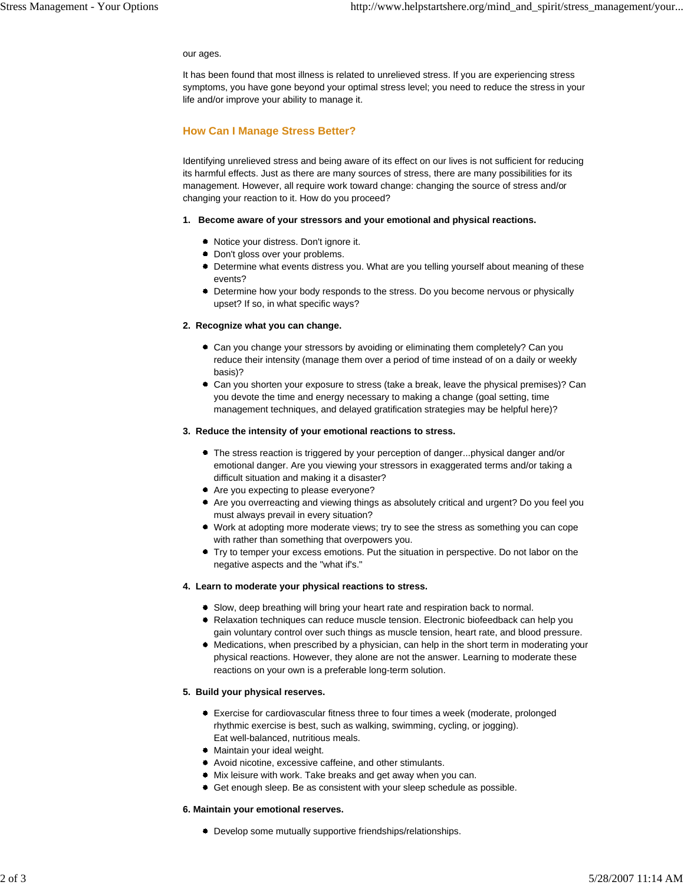our ages.

It has been found that most illness is related to unrelieved stress. If you are experiencing stress symptoms, you have gone beyond your optimal stress level; you need to reduce the stress in your life and/or improve your ability to manage it.

## How Can I Manage Stress Better?

Identifying unrelieved stress and being aware of its effect on our lives is not sufficient for reducing its harmful effects. Just as there are many sources of stress, there are many possibilities for its management. However, all require work toward change: changing the source of stress and/or changing your reaction to it. How do you proceed?

**1. Become aware of your stressors and your emotional and physical reactions.**

- Notice your distress. Don't ignore it.
- Don't gloss over your problems.
- Determine what events distress you. What are you telling yourself about meaning of these events?
- Determine how your body responds to the stress. Do you become nervous or physically upset? If so, in what specific ways?

**2. Recognize what you can change.**

- Can you change your stressors by avoiding or eliminating them completely? Can you reduce their intensity (manage them over a period of time instead of on a daily or weekly basis)?
- Can you shorten your exposure to stress (take a break, leave the physical premises)? Can you devote the time and energy necessary to making a change (goal setting, time management techniques, and delayed gratification strategies may be helpful here)?

**3. Reduce the intensity of your emotional reactions to stress.**

- The stress reaction is triggered by your perception of danger...physical danger and/or emotional danger. Are you viewing your stressors in exaggerated terms and/or taking a difficult situation and making it a disaster?
- Are you expecting to please everyone?
- Are you overreacting and viewing things as absolutely critical and urgent? Do you feel you must always prevail in every situation?
- Work at adopting more moderate views; try to see the stress as something you can cope with rather than something that overpowers you.
- Try to temper your excess emotions. Put the situation in perspective. Do not labor on the negative aspects and the "what if's."

**4. Learn to moderate your physical reactions to stress.**

- Slow, deep breathing will bring your heart rate and respiration back to normal.
- Relaxation techniques can reduce muscle tension. Electronic biofeedback can help you gain voluntary control over such things as muscle tension, heart rate, and blood pressure.
- Medications, when prescribed by a physician, can help in the short term in moderating your physical reactions. However, they alone are not the answer. Learning to moderate these reactions on your own is a preferable long-term solution.

**5. Build your physical reserves.**

- Exercise for cardiovascular fitness three to four times a week (moderate, prolonged rhythmic exercise is best, such as walking, swimming, cycling, or jogging).
  Eat well-balanced, nutritious meals.
- Maintain your ideal weight.
- Avoid nicotine, excessive caffeine, and other stimulants.
- Mix leisure with work. Take breaks and get away when you can.
- Get enough sleep. Be as consistent with your sleep schedule as possible.

**6. Maintain your emotional reserves.**

- Develop some mutually supportive friendships/relationships.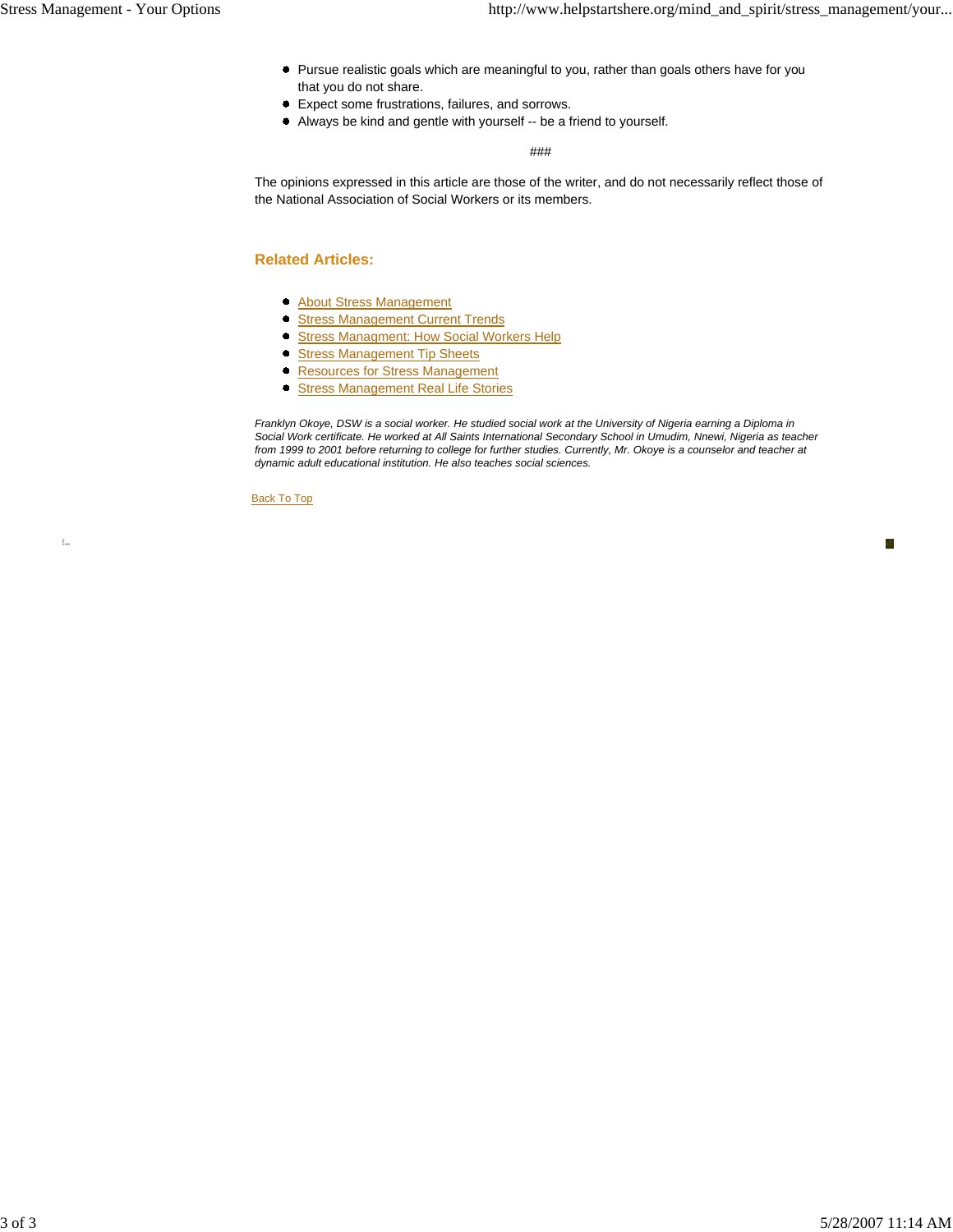- Pursue realistic goals which are meaningful to you, rather than goals others have for you that you do not share.
- Expect some frustrations, failures, and sorrows.
- Always be kind and gentle with yourself -- be a friend to yourself.

###

The opinions expressed in this article are those of the writer, and do not necessarily reflect those of the National Association of Social Workers or its members.

## Related Articles:

- About Stress Management
- Stress Management Current Trends
- Stress Managment: How Social Workers Help
- Stress Management Tip Sheets
- Resources for Stress Management
- Stress Management Real Life Stories

*Franklyn Okoye, DSW is a social worker. He studied social work at the University of Nigeria earning a Diploma in Social Work certificate. He worked at All Saints International Secondary School in Umudim, Nnewi, Nigeria as teacher from 1999 to 2001 before returning to college for further studies. Currently, Mr. Okoye is a counselor and teacher at dynamic adult educational institution. He also teaches social sciences.*

Back To Top